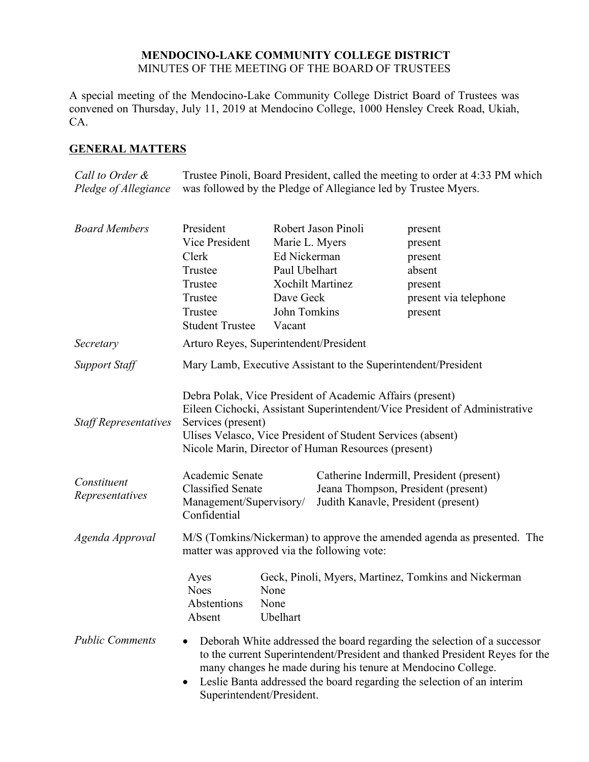# MENDOCINO-LAKE COMMUNITY COLLEGE DISTRICT

MINUTES OF THE MEETING OF THE BOARD OF TRUSTEES

A special meeting of the Mendocino-Lake Community College District Board of Trustees was convened on Thursday, July 11, 2019 at Mendocino College, 1000 Hensley Creek Road, Ukiah, CA.

## GENERAL MATTERS

*Call to Order & Pledge of Allegiance*

Trustee Pinoli, Board President, called the meeting to order at 4:33 PM which was followed by the Pledge of Allegiance led by Trustee Myers.

*Board Members*

| | | |
|---|---|---|
| President | Robert Jason Pinoli | present |
| Vice President | Marie L. Myers | present |
| Clerk | Ed Nickerman | present |
| Trustee | Paul Ubelhart | absent |
| Trustee | Xochilt Martinez | present |
| Trustee | Dave Geck | present via telephone |
| Trustee | John Tomkins | present |
| Student Trustee | Vacant | |

*Secretary*

Arturo Reyes, Superintendent/President

*Support Staff*

Mary Lamb, Executive Assistant to the Superintendent/President

*Staff Representatives*

Debra Polak, Vice President of Academic Affairs (present)
Eileen Cichocki, Assistant Superintendent/Vice President of Administrative Services (present)
Ulises Velasco, Vice President of Student Services (absent)
Nicole Marin, Director of Human Resources (present)

*Constituent Representatives*

| | |
|---|---|
| Academic Senate | Catherine Indermill, President (present) |
| Classified Senate | Jeana Thompson, President (present) |
| Management/Supervisory/ Confidential | Judith Kanavle, President (present) |

*Agenda Approval*

M/S (Tomkins/Nickerman) to approve the amended agenda as presented. The matter was approved via the following vote:

| | |
|---|---|
| Ayes | Geck, Pinoli, Myers, Martinez, Tomkins and Nickerman |
| Noes | None |
| Abstentions | None |
| Absent | Ubelhart |

*Public Comments*

- Deborah White addressed the board regarding the selection of a successor to the current Superintendent/President and thanked President Reyes for the many changes he made during his tenure at Mendocino College.
- Leslie Banta addressed the board regarding the selection of an interim Superintendent/President.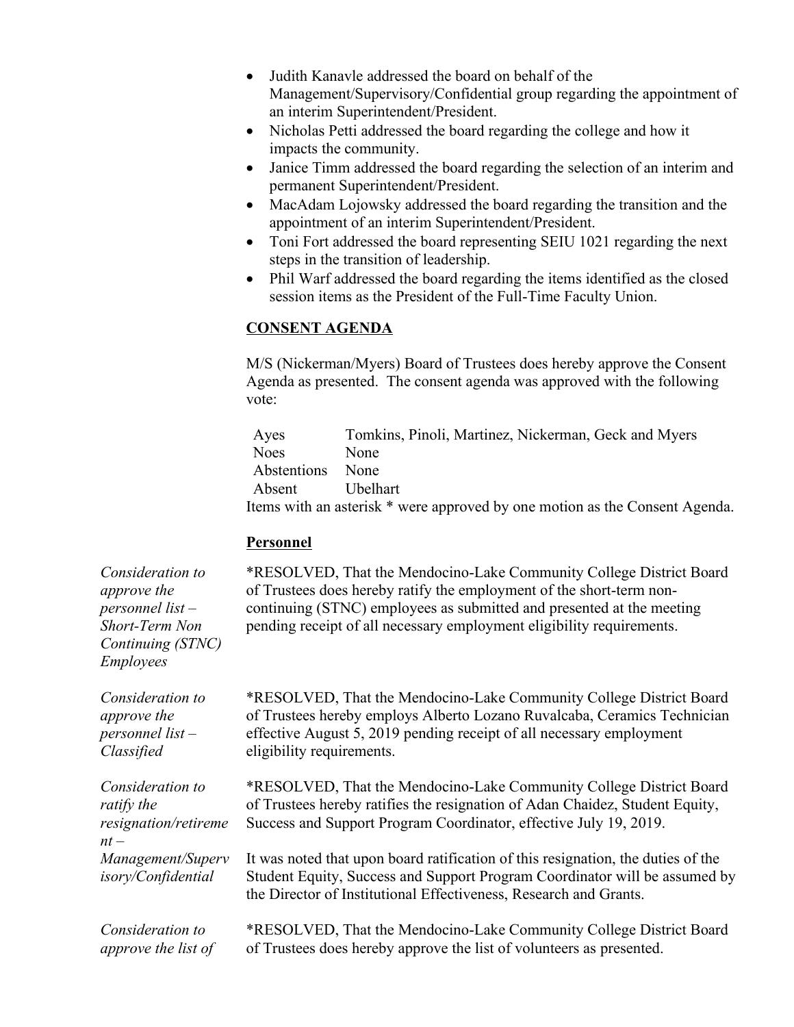- Judith Kanavle addressed the board on behalf of the Management/Supervisory/Confidential group regarding the appointment of an interim Superintendent/President.
- Nicholas Petti addressed the board regarding the college and how it impacts the community.
- Janice Timm addressed the board regarding the selection of an interim and permanent Superintendent/President.
- MacAdam Lojowsky addressed the board regarding the transition and the appointment of an interim Superintendent/President.
- Toni Fort addressed the board representing SEIU 1021 regarding the next steps in the transition of leadership.
- Phil Warf addressed the board regarding the items identified as the closed session items as the President of the Full-Time Faculty Union.

**CONSENT AGENDA**

M/S (Nickerman/Myers) Board of Trustees does hereby approve the Consent Agenda as presented. The consent agenda was approved with the following vote:

| | |
|---|---|
| Ayes | Tomkins, Pinoli, Martinez, Nickerman, Geck and Myers |
| Noes | None |
| Abstentions | None |
| Absent | Ubelhart |

Items with an asterisk * were approved by one motion as the Consent Agenda.

**Personnel**

*Consideration to approve the personnel list – Short-Term Non Continuing (STNC) Employees*

*RESOLVED, That the Mendocino-Lake Community College District Board of Trustees does hereby ratify the employment of the short-term non-continuing (STNC) employees as submitted and presented at the meeting pending receipt of all necessary employment eligibility requirements.

*Consideration to approve the personnel list – Classified*

*RESOLVED, That the Mendocino-Lake Community College District Board of Trustees hereby employs Alberto Lozano Ruvalcaba, Ceramics Technician effective August 5, 2019 pending receipt of all necessary employment eligibility requirements.

*Consideration to ratify the resignation/retirement – Management/Supervisory/Confidential*

*RESOLVED, That the Mendocino-Lake Community College District Board of Trustees hereby ratifies the resignation of Adan Chaidez, Student Equity, Success and Support Program Coordinator, effective July 19, 2019.

It was noted that upon board ratification of this resignation, the duties of the Student Equity, Success and Support Program Coordinator will be assumed by the Director of Institutional Effectiveness, Research and Grants.

*Consideration to approve the list of*

*RESOLVED, That the Mendocino-Lake Community College District Board of Trustees does hereby approve the list of volunteers as presented.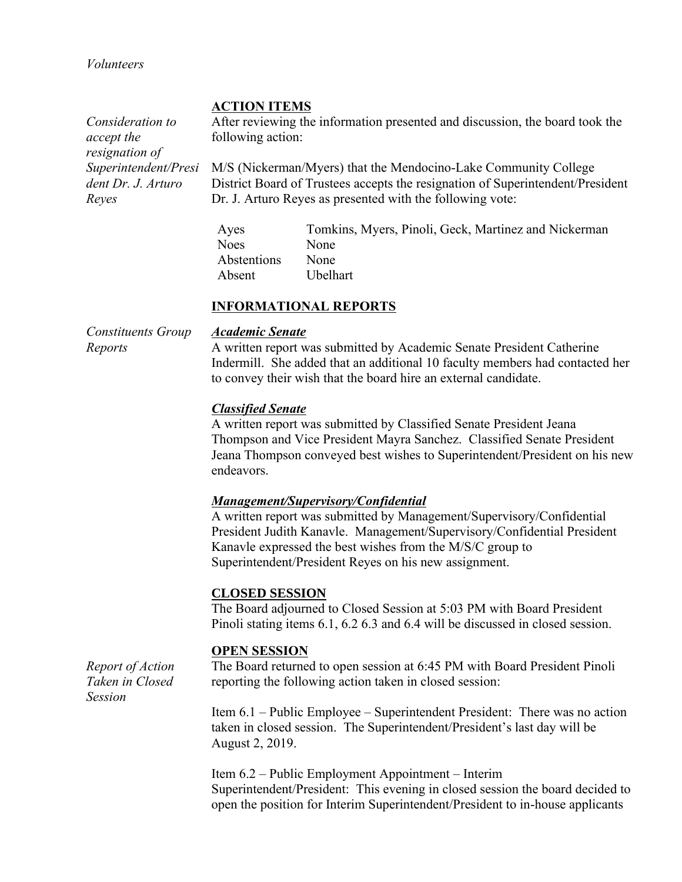*Volunteers*

## ACTION ITEMS

*Consideration to accept the resignation of Superintendent/President Dr. J. Arturo Reyes*

After reviewing the information presented and discussion, the board took the following action:

M/S (Nickerman/Myers) that the Mendocino-Lake Community College District Board of Trustees accepts the resignation of Superintendent/President Dr. J. Arturo Reyes as presented with the following vote:

| | |
|---|---|
| Ayes | Tomkins, Myers, Pinoli, Geck, Martinez and Nickerman |
| Noes | None |
| Abstentions | None |
| Absent | Ubelhart |

## INFORMATIONAL REPORTS

*Constituents Group Reports*

***Academic Senate***

A written report was submitted by Academic Senate President Catherine Indermill. She added that an additional 10 faculty members had contacted her to convey their wish that the board hire an external candidate.

***Classified Senate***

A written report was submitted by Classified Senate President Jeana Thompson and Vice President Mayra Sanchez. Classified Senate President Jeana Thompson conveyed best wishes to Superintendent/President on his new endeavors.

***Management/Supervisory/Confidential***

A written report was submitted by Management/Supervisory/Confidential President Judith Kanavle. Management/Supervisory/Confidential President Kanavle expressed the best wishes from the M/S/C group to Superintendent/President Reyes on his new assignment.

## CLOSED SESSION

The Board adjourned to Closed Session at 5:03 PM with Board President Pinoli stating items 6.1, 6.2 6.3 and 6.4 will be discussed in closed session.

## OPEN SESSION

*Report of Action Taken in Closed Session*

The Board returned to open session at 6:45 PM with Board President Pinoli reporting the following action taken in closed session:

Item 6.1 – Public Employee – Superintendent President: There was no action taken in closed session. The Superintendent/President's last day will be August 2, 2019.

Item 6.2 – Public Employment Appointment – Interim Superintendent/President: This evening in closed session the board decided to open the position for Interim Superintendent/President to in-house applicants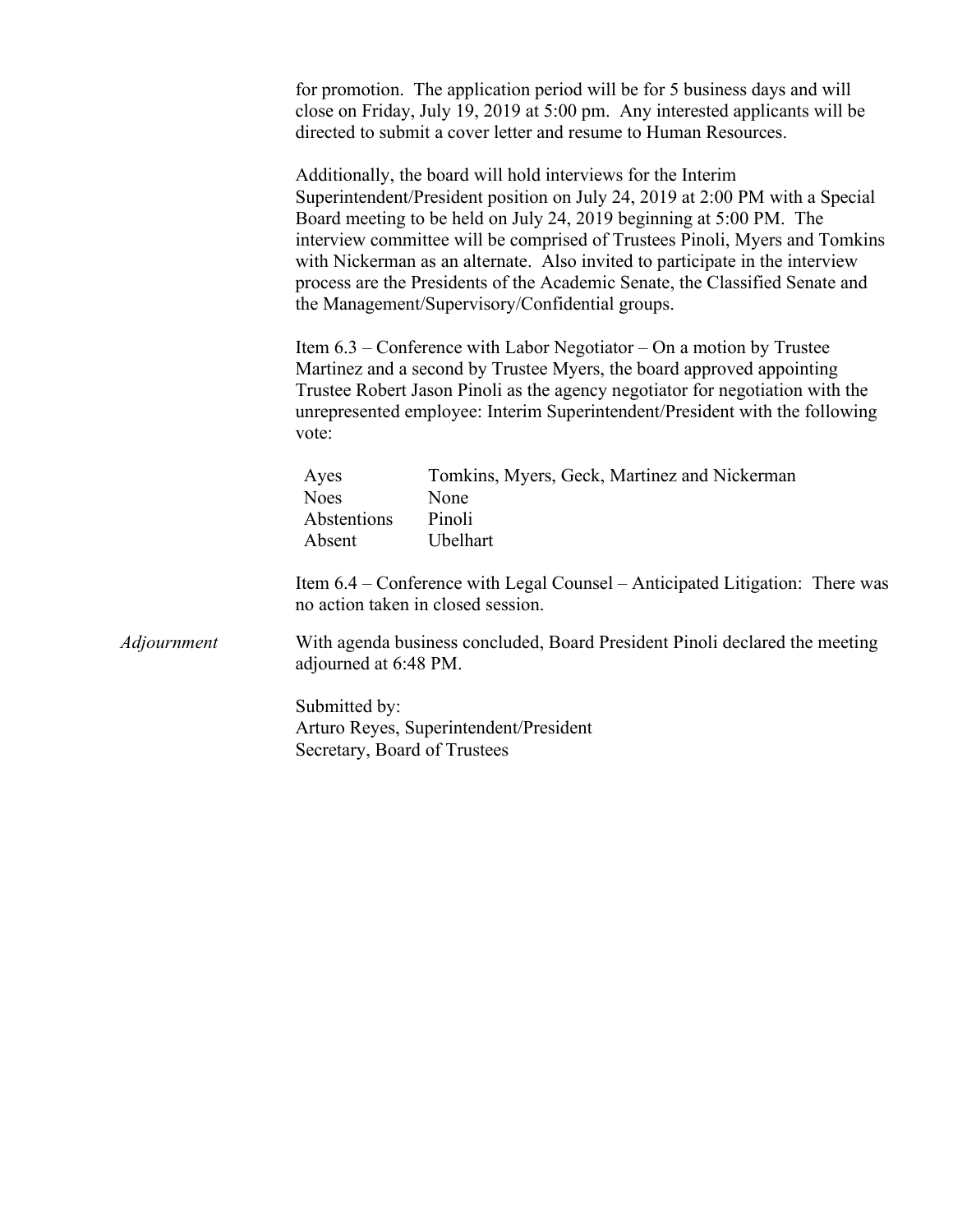for promotion. The application period will be for 5 business days and will close on Friday, July 19, 2019 at 5:00 pm. Any interested applicants will be directed to submit a cover letter and resume to Human Resources.

Additionally, the board will hold interviews for the Interim Superintendent/President position on July 24, 2019 at 2:00 PM with a Special Board meeting to be held on July 24, 2019 beginning at 5:00 PM. The interview committee will be comprised of Trustees Pinoli, Myers and Tomkins with Nickerman as an alternate. Also invited to participate in the interview process are the Presidents of the Academic Senate, the Classified Senate and the Management/Supervisory/Confidential groups.

Item 6.3 – Conference with Labor Negotiator – On a motion by Trustee Martinez and a second by Trustee Myers, the board approved appointing Trustee Robert Jason Pinoli as the agency negotiator for negotiation with the unrepresented employee: Interim Superintendent/President with the following vote:

| | |
|---|---|
| Ayes | Tomkins, Myers, Geck, Martinez and Nickerman |
| Noes | None |
| Abstentions | Pinoli |
| Absent | Ubelhart |

Item 6.4 – Conference with Legal Counsel – Anticipated Litigation: There was no action taken in closed session.

*Adjournment*

With agenda business concluded, Board President Pinoli declared the meeting adjourned at 6:48 PM.

Submitted by:
Arturo Reyes, Superintendent/President
Secretary, Board of Trustees